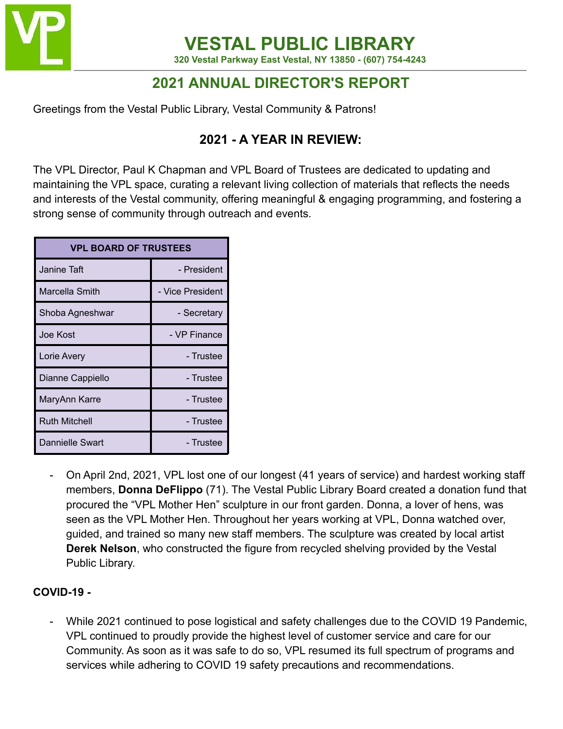# VESTAL PUBLIC LIBRARY

**320 Vestal Parkway East Vestal, NY 13850 - (607) 754-4243**

## 2021 ANNUAL DIRECTOR'S REPORT

Greetings from the Vestal Public Library, Vestal Community & Patrons!

### 2021 - A YEAR IN REVIEW:

The VPL Director, Paul K Chapman and VPL Board of Trustees are dedicated to updating and maintaining the VPL space, curating a relevant living collection of materials that reflects the needs and interests of the Vestal community, offering meaningful & engaging programming, and fostering a strong sense of community through outreach and events.

| VPL BOARD OF TRUSTEES | |
|---|---|
| Janine Taft | - President |
| Marcella Smith | - Vice President |
| Shoba Agneshwar | - Secretary |
| Joe Kost | - VP Finance |
| Lorie Avery | - Trustee |
| Dianne Cappiello | - Trustee |
| MaryAnn Karre | - Trustee |
| Ruth Mitchell | - Trustee |
| Dannielle Swart | - Trustee |

- On April 2nd, 2021, VPL lost one of our longest (41 years of service) and hardest working staff members, **Donna DeFlippo** (71). The Vestal Public Library Board created a donation fund that procured the "VPL Mother Hen" sculpture in our front garden. Donna, a lover of hens, was seen as the VPL Mother Hen. Throughout her years working at VPL, Donna watched over, guided, and trained so many new staff members. The sculpture was created by local artist **Derek Nelson**, who constructed the figure from recycled shelving provided by the Vestal Public Library.

**COVID-19 -**

- While 2021 continued to pose logistical and safety challenges due to the COVID 19 Pandemic, VPL continued to proudly provide the highest level of customer service and care for our Community. As soon as it was safe to do so, VPL resumed its full spectrum of programs and services while adhering to COVID 19 safety precautions and recommendations.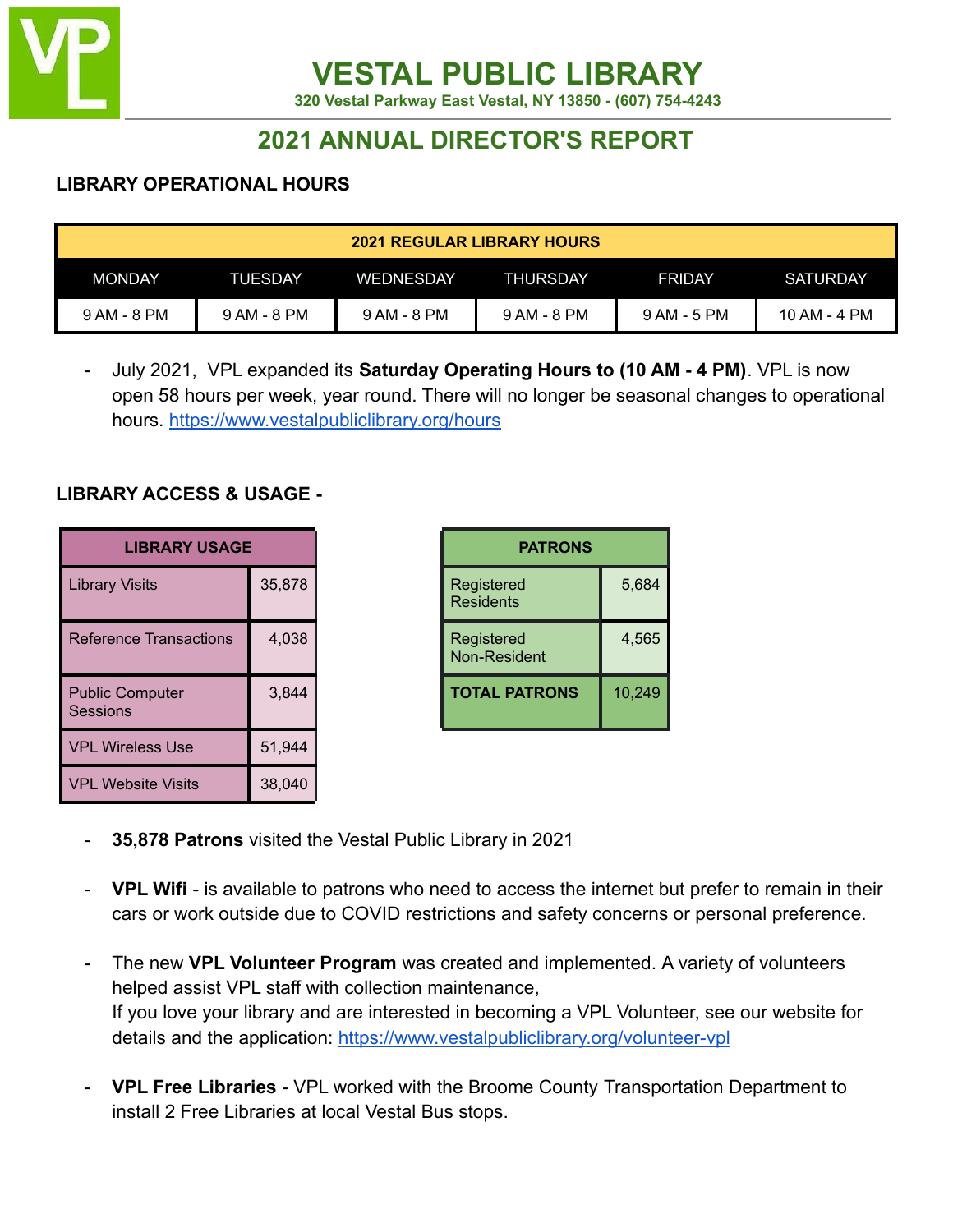# VESTAL PUBLIC LIBRARY

320 Vestal Parkway East Vestal, NY 13850 - (607) 754-4243

## 2021 ANNUAL DIRECTOR'S REPORT

### LIBRARY OPERATIONAL HOURS

| 2021 REGULAR LIBRARY HOURS | | | | | |
|---|---|---|---|---|---|
| MONDAY | TUESDAY | WEDNESDAY | THURSDAY | FRIDAY | SATURDAY |
| 9 AM - 8 PM | 9 AM - 8 PM | 9 AM - 8 PM | 9 AM - 8 PM | 9 AM - 5 PM | 10 AM - 4 PM |

- July 2021, VPL expanded its **Saturday Operating Hours to (10 AM - 4 PM)**. VPL is now open 58 hours per week, year round. There will no longer be seasonal changes to operational hours. https://www.vestalpubliclibrary.org/hours

### LIBRARY ACCESS & USAGE -

| LIBRARY USAGE | |
|---|---|
| Library Visits | 35,878 |
| Reference Transactions | 4,038 |
| Public Computer Sessions | 3,844 |
| VPL Wireless Use | 51,944 |
| VPL Website Visits | 38,040 |

| PATRONS | |
|---|---|
| Registered Residents | 5,684 |
| Registered Non-Resident | 4,565 |
| **TOTAL PATRONS** | 10,249 |

- **35,878 Patrons** visited the Vestal Public Library in 2021

- **VPL Wifi** - is available to patrons who need to access the internet but prefer to remain in their cars or work outside due to COVID restrictions and safety concerns or personal preference.

- The new **VPL Volunteer Program** was created and implemented. A variety of volunteers helped assist VPL staff with collection maintenance,
  If you love your library and are interested in becoming a VPL Volunteer, see our website for details and the application: https://www.vestalpubliclibrary.org/volunteer-vpl

- **VPL Free Libraries** - VPL worked with the Broome County Transportation Department to install 2 Free Libraries at local Vestal Bus stops.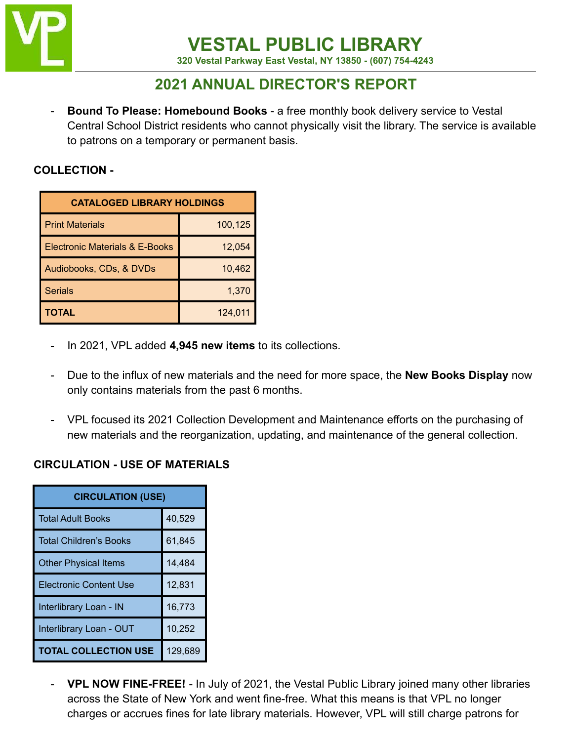# VESTAL PUBLIC LIBRARY

320 Vestal Parkway East Vestal, NY 13850 - (607) 754-4243

## 2021 ANNUAL DIRECTOR'S REPORT

- **Bound To Please: Homebound Books** - a free monthly book delivery service to Vestal Central School District residents who cannot physically visit the library. The service is available to patrons on a temporary or permanent basis.

### COLLECTION -

| CATALOGED LIBRARY HOLDINGS | |
|---|---|
| Print Materials | 100,125 |
| Electronic Materials & E-Books | 12,054 |
| Audiobooks, CDs, & DVDs | 10,462 |
| Serials | 1,370 |
| **TOTAL** | 124,011 |

- In 2021, VPL added **4,945 new items** to its collections.

- Due to the influx of new materials and the need for more space, the **New Books Display** now only contains materials from the past 6 months.

- VPL focused its 2021 Collection Development and Maintenance efforts on the purchasing of new materials and the reorganization, updating, and maintenance of the general collection.

### CIRCULATION - USE OF MATERIALS

| CIRCULATION (USE) | |
|---|---|
| Total Adult Books | 40,529 |
| Total Children's Books | 61,845 |
| Other Physical Items | 14,484 |
| Electronic Content Use | 12,831 |
| Interlibrary Loan - IN | 16,773 |
| Interlibrary Loan - OUT | 10,252 |
| **TOTAL COLLECTION USE** | 129,689 |

- **VPL NOW FINE-FREE!** - In July of 2021, the Vestal Public Library joined many other libraries across the State of New York and went fine-free. What this means is that VPL no longer charges or accrues fines for late library materials. However, VPL will still charge patrons for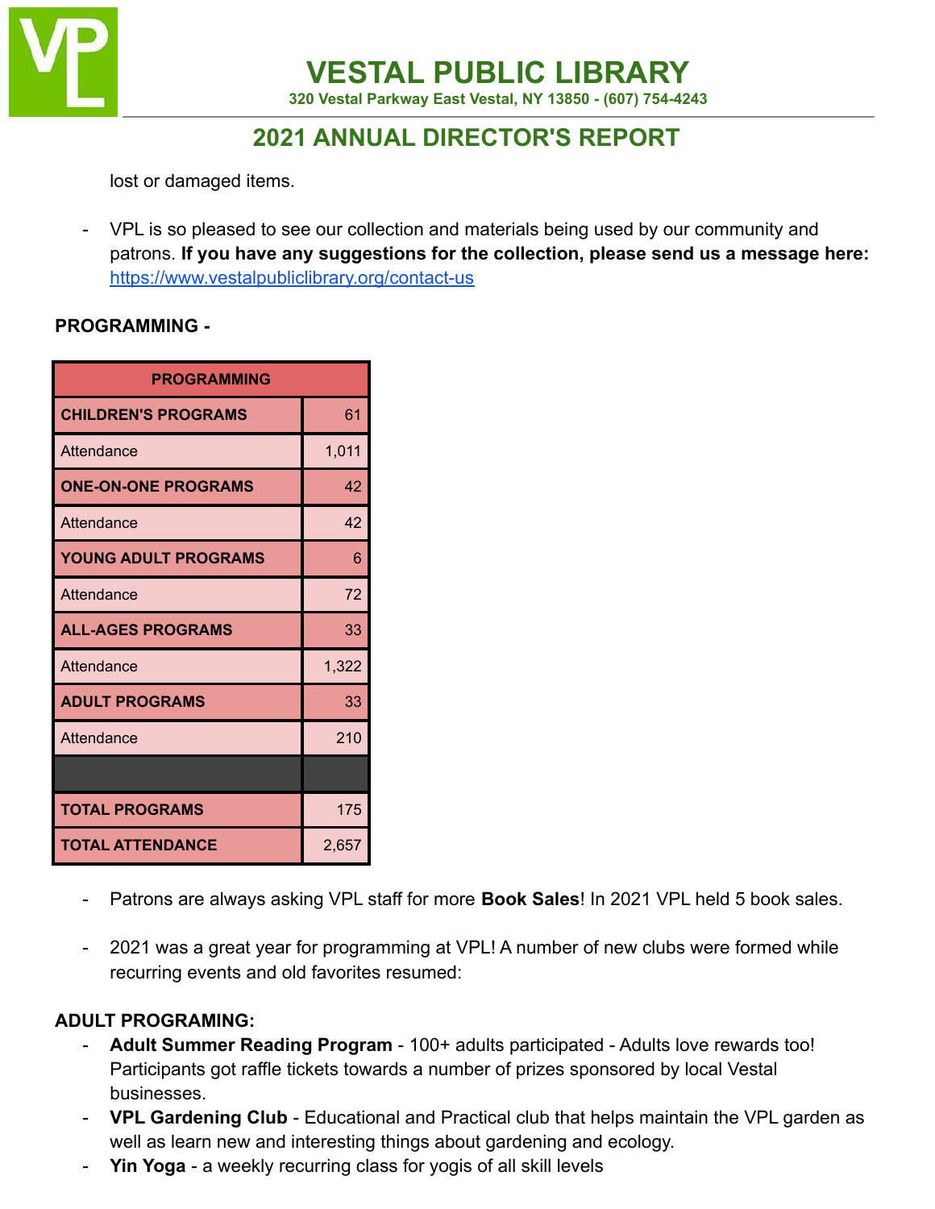lost or damaged items.

- VPL is so pleased to see our collection and materials being used by our community and patrons. **If you have any suggestions for the collection, please send us a message here:** https://www.vestalpubliclibrary.org/contact-us

**PROGRAMMING -**

| PROGRAMMING | |
|---|---|
| **CHILDREN'S PROGRAMS** | 61 |
| Attendance | 1,011 |
| **ONE-ON-ONE PROGRAMS** | 42 |
| Attendance | 42 |
| **YOUNG ADULT PROGRAMS** | 6 |
| Attendance | 72 |
| **ALL-AGES PROGRAMS** | 33 |
| Attendance | 1,322 |
| **ADULT PROGRAMS** | 33 |
| Attendance | 210 |
| | |
| **TOTAL PROGRAMS** | 175 |
| **TOTAL ATTENDANCE** | 2,657 |

- Patrons are always asking VPL staff for more **Book Sales**! In 2021 VPL held 5 book sales.

- 2021 was a great year for programming at VPL! A number of new clubs were formed while recurring events and old favorites resumed:

**ADULT PROGRAMING:**

- **Adult Summer Reading Program** - 100+ adults participated - Adults love rewards too! Participants got raffle tickets towards a number of prizes sponsored by local Vestal businesses.
- **VPL Gardening Club** - Educational and Practical club that helps maintain the VPL garden as well as learn new and interesting things about gardening and ecology.
- **Yin Yoga** - a weekly recurring class for yogis of all skill levels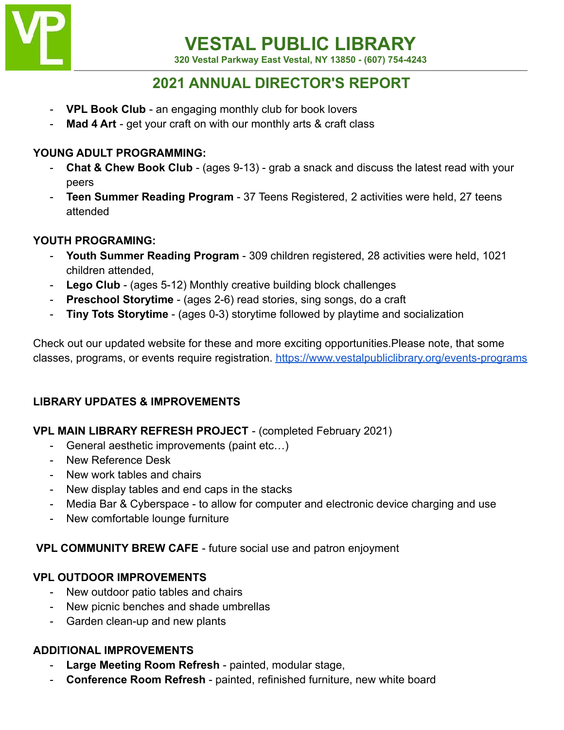- **VPL Book Club** - an engaging monthly club for book lovers
- **Mad 4 Art** - get your craft on with our monthly arts & craft class

**YOUNG ADULT PROGRAMMING:**

- **Chat & Chew Book Club** - (ages 9-13) - grab a snack and discuss the latest read with your peers
- **Teen Summer Reading Program** - 37 Teens Registered, 2 activities were held, 27 teens attended

**YOUTH PROGRAMING:**

- **Youth Summer Reading Program** - 309 children registered, 28 activities were held, 1021 children attended,
- **Lego Club** - (ages 5-12) Monthly creative building block challenges
- **Preschool Storytime** - (ages 2-6) read stories, sing songs, do a craft
- **Tiny Tots Storytime** - (ages 0-3) storytime followed by playtime and socialization

Check out our updated website for these and more exciting opportunities.Please note, that some classes, programs, or events require registration. https://www.vestalpubliclibrary.org/events-programs

**LIBRARY UPDATES & IMPROVEMENTS**

**VPL MAIN LIBRARY REFRESH PROJECT** - (completed February 2021)

- General aesthetic improvements (paint etc…)
- New Reference Desk
- New work tables and chairs
- New display tables and end caps in the stacks
- Media Bar & Cyberspace - to allow for computer and electronic device charging and use
- New comfortable lounge furniture

**VPL COMMUNITY BREW CAFE** - future social use and patron enjoyment

**VPL OUTDOOR IMPROVEMENTS**

- New outdoor patio tables and chairs
- New picnic benches and shade umbrellas
- Garden clean-up and new plants

**ADDITIONAL IMPROVEMENTS**

- **Large Meeting Room Refresh** - painted, modular stage,
- **Conference Room Refresh** - painted, refinished furniture, new white board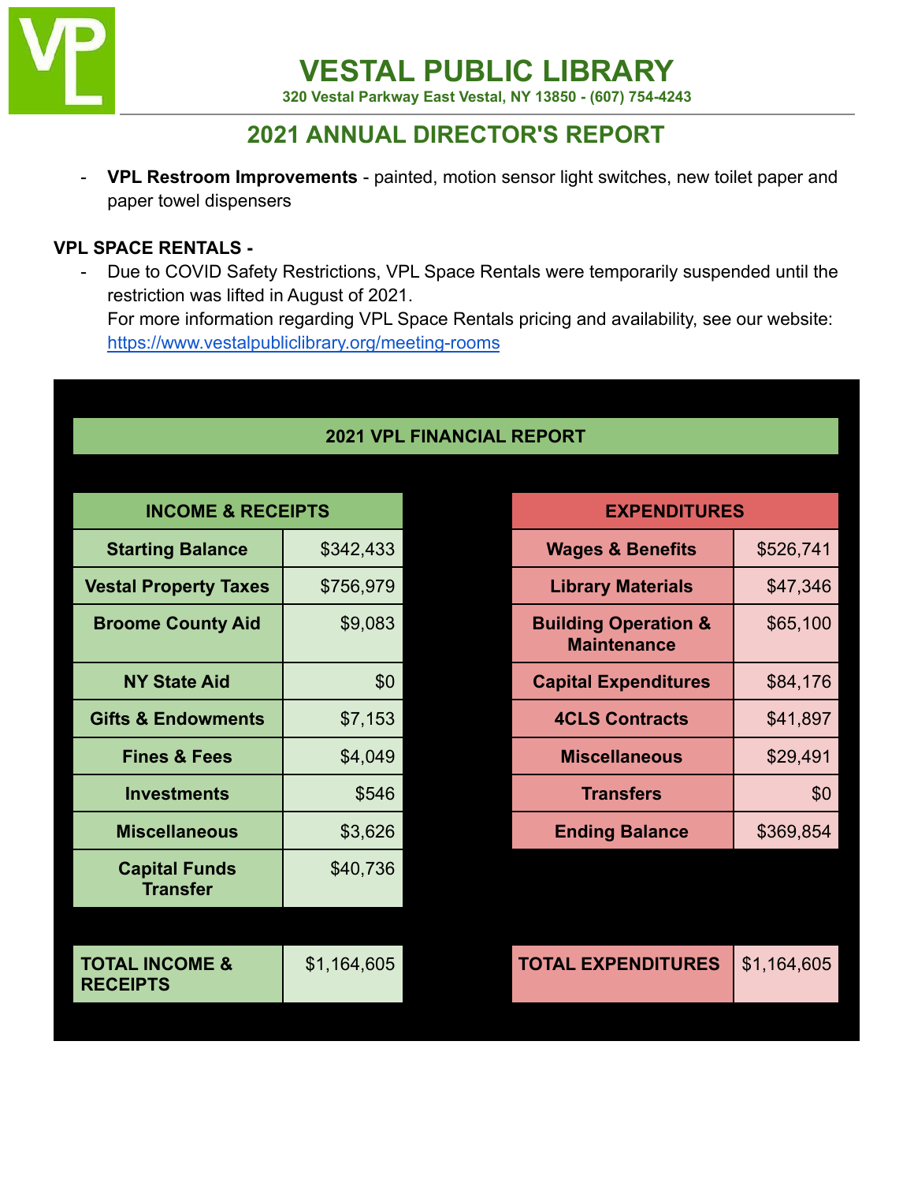# VESTAL PUBLIC LIBRARY

320 Vestal Parkway East Vestal, NY 13850 - (607) 754-4243

## 2021 ANNUAL DIRECTOR'S REPORT

- **VPL Restroom Improvements** - painted, motion sensor light switches, new toilet paper and paper towel dispensers

**VPL SPACE RENTALS -**

- Due to COVID Safety Restrictions, VPL Space Rentals were temporarily suspended until the restriction was lifted in August of 2021.
  For more information regarding VPL Space Rentals pricing and availability, see our website: https://www.vestalpubliclibrary.org/meeting-rooms

### 2021 VPL FINANCIAL REPORT

| INCOME & RECEIPTS | |
|---|---|
| Starting Balance | $342,433 |
| Vestal Property Taxes | $756,979 |
| Broome County Aid | $9,083 |
| NY State Aid | $0 |
| Gifts & Endowments | $7,153 |
| Fines & Fees | $4,049 |
| Investments | $546 |
| Miscellaneous | $3,626 |
| Capital Funds Transfer | $40,736 |
| **TOTAL INCOME & RECEIPTS** | $1,164,605 |

| EXPENDITURES | |
|---|---|
| Wages & Benefits | $526,741 |
| Library Materials | $47,346 |
| Building Operation & Maintenance | $65,100 |
| Capital Expenditures | $84,176 |
| 4CLS Contracts | $41,897 |
| Miscellaneous | $29,491 |
| Transfers | $0 |
| Ending Balance | $369,854 |
| **TOTAL EXPENDITURES** | $1,164,605 |